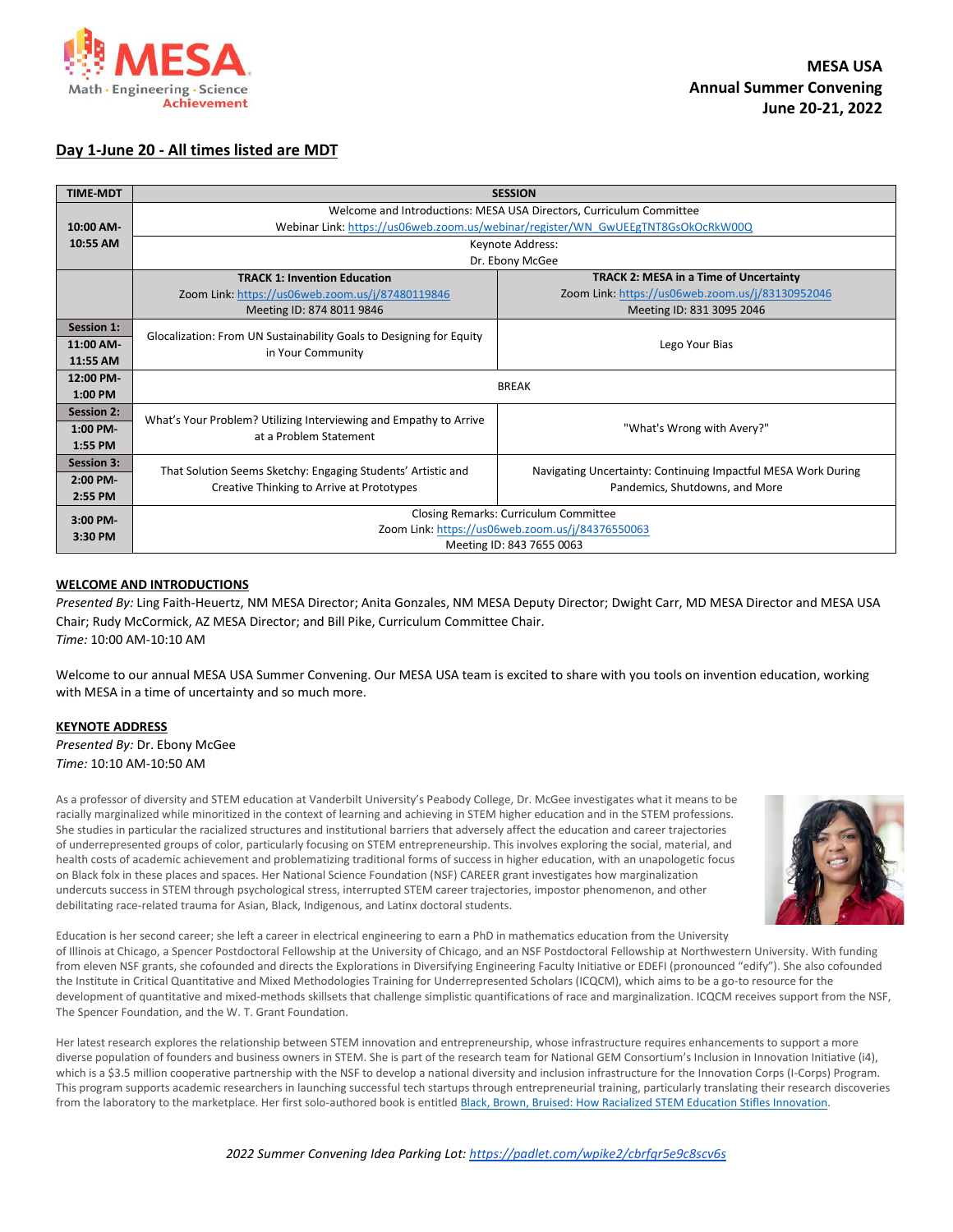MESA
Math · Engineering · Science
Achievement

**MESA USA**
**Annual Summer Convening**
**June 20-21, 2022**

## Day 1-June 20 - All times listed are MDT

| TIME-MDT | SESSION | |
|---|---|---|
| 10:00 AM-10:55 AM | Welcome and Introductions: MESA USA Directors, Curriculum Committee<br>Webinar Link: https://us06web.zoom.us/webinar/register/WN_GwUEEgTNT8GsOkOcRkW00Q | |
| | Keynote Address:<br>Dr. Ebony McGee | |
| | **TRACK 1: Invention Education**<br>Zoom Link: https://us06web.zoom.us/j/87480119846<br>Meeting ID: 874 8011 9846 | **TRACK 2: MESA in a Time of Uncertainty**<br>Zoom Link: https://us06web.zoom.us/j/83130952046<br>Meeting ID: 831 3095 2046 |
| **Session 1:**<br>11:00 AM-11:55 AM | Glocalization: From UN Sustainability Goals to Designing for Equity in Your Community | Lego Your Bias |
| 12:00 PM-1:00 PM | BREAK | |
| **Session 2:**<br>1:00 PM-1:55 PM | What's Your Problem? Utilizing Interviewing and Empathy to Arrive at a Problem Statement | "What's Wrong with Avery?" |
| **Session 3:**<br>2:00 PM-2:55 PM | That Solution Seems Sketchy: Engaging Students' Artistic and Creative Thinking to Arrive at Prototypes | Navigating Uncertainty: Continuing Impactful MESA Work During Pandemics, Shutdowns, and More |
| 3:00 PM-3:30 PM | Closing Remarks: Curriculum Committee<br>Zoom Link: https://us06web.zoom.us/j/84376550063<br>Meeting ID: 843 7655 0063 | |

### WELCOME AND INTRODUCTIONS

*Presented By:* Ling Faith-Heuertz, NM MESA Director; Anita Gonzales, NM MESA Deputy Director; Dwight Carr, MD MESA Director and MESA USA Chair; Rudy McCormick, AZ MESA Director; and Bill Pike, Curriculum Committee Chair.
*Time:* 10:00 AM-10:10 AM

Welcome to our annual MESA USA Summer Convening. Our MESA USA team is excited to share with you tools on invention education, working with MESA in a time of uncertainty and so much more.

### KEYNOTE ADDRESS

*Presented By:* Dr. Ebony McGee
*Time:* 10:10 AM-10:50 AM

As a professor of diversity and STEM education at Vanderbilt University's Peabody College, Dr. McGee investigates what it means to be racially marginalized while minoritized in the context of learning and achieving in STEM higher education and in the STEM professions. She studies in particular the racialized structures and institutional barriers that adversely affect the education and career trajectories of underrepresented groups of color, particularly focusing on STEM entrepreneurship. This involves exploring the social, material, and health costs of academic achievement and problematizing traditional forms of success in higher education, with an unapologetic focus on Black folx in these places and spaces. Her National Science Foundation (NSF) CAREER grant investigates how marginalization undercuts success in STEM through psychological stress, interrupted STEM career trajectories, impostor phenomenon, and other debilitating race-related trauma for Asian, Black, Indigenous, and Latinx doctoral students.

Education is her second career; she left a career in electrical engineering to earn a PhD in mathematics education from the University of Illinois at Chicago, a Spencer Postdoctoral Fellowship at the University of Chicago, and an NSF Postdoctoral Fellowship at Northwestern University. With funding from eleven NSF grants, she cofounded and directs the Explorations in Diversifying Engineering Faculty Initiative or EDEFI (pronounced "edify"). She also cofounded the Institute in Critical Quantitative and Mixed Methodologies Training for Underrepresented Scholars (ICQCM), which aims to be a go-to resource for the development of quantitative and mixed-methods skillsets that challenge simplistic quantifications of race and marginalization. ICQCM receives support from the NSF, The Spencer Foundation, and the W. T. Grant Foundation.

Her latest research explores the relationship between STEM innovation and entrepreneurship, whose infrastructure requires enhancements to support a more diverse population of founders and business owners in STEM. She is part of the research team for National GEM Consortium's Inclusion in Innovation Initiative (i4), which is a $3.5 million cooperative partnership with the NSF to develop a national diversity and inclusion infrastructure for the Innovation Corps (I-Corps) Program. This program supports academic researchers in launching successful tech startups through entrepreneurial training, particularly translating their research discoveries from the laboratory to the marketplace. Her first solo-authored book is entitled Black, Brown, Bruised: How Racialized STEM Education Stifles Innovation.

*2022 Summer Convening Idea Parking Lot: https://padlet.com/wpike2/cbrfqr5e9c8scv6s*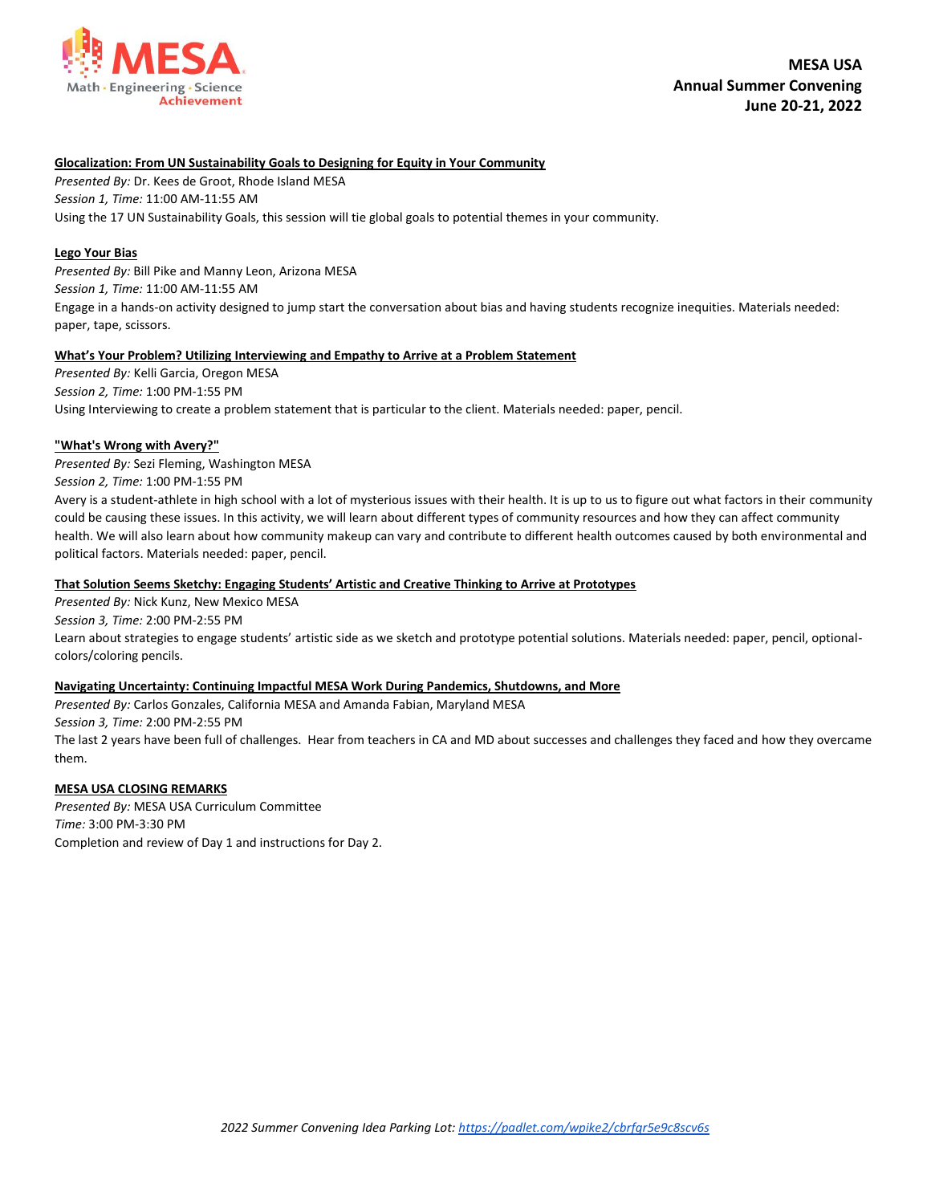**Glocalization: From UN Sustainability Goals to Designing for Equity in Your Community**

*Presented By:* Dr. Kees de Groot, Rhode Island MESA
*Session 1, Time:* 11:00 AM-11:55 AM
Using the 17 UN Sustainability Goals, this session will tie global goals to potential themes in your community.

**Lego Your Bias**

*Presented By:* Bill Pike and Manny Leon, Arizona MESA
*Session 1, Time:* 11:00 AM-11:55 AM
Engage in a hands-on activity designed to jump start the conversation about bias and having students recognize inequities. Materials needed: paper, tape, scissors.

**What's Your Problem? Utilizing Interviewing and Empathy to Arrive at a Problem Statement**

*Presented By:* Kelli Garcia, Oregon MESA
*Session 2, Time:* 1:00 PM-1:55 PM
Using Interviewing to create a problem statement that is particular to the client. Materials needed: paper, pencil.

**"What's Wrong with Avery?"**

*Presented By:* Sezi Fleming, Washington MESA
*Session 2, Time:* 1:00 PM-1:55 PM
Avery is a student-athlete in high school with a lot of mysterious issues with their health. It is up to us to figure out what factors in their community could be causing these issues. In this activity, we will learn about different types of community resources and how they can affect community health. We will also learn about how community makeup can vary and contribute to different health outcomes caused by both environmental and political factors. Materials needed: paper, pencil.

**That Solution Seems Sketchy: Engaging Students' Artistic and Creative Thinking to Arrive at Prototypes**

*Presented By:* Nick Kunz, New Mexico MESA
*Session 3, Time:* 2:00 PM-2:55 PM
Learn about strategies to engage students' artistic side as we sketch and prototype potential solutions. Materials needed: paper, pencil, optional-colors/coloring pencils.

**Navigating Uncertainty: Continuing Impactful MESA Work During Pandemics, Shutdowns, and More**

*Presented By:* Carlos Gonzales, California MESA and Amanda Fabian, Maryland MESA
*Session 3, Time:* 2:00 PM-2:55 PM
The last 2 years have been full of challenges. Hear from teachers in CA and MD about successes and challenges they faced and how they overcame them.

**MESA USA CLOSING REMARKS**

*Presented By:* MESA USA Curriculum Committee
*Time:* 3:00 PM-3:30 PM
Completion and review of Day 1 and instructions for Day 2.

*2022 Summer Convening Idea Parking Lot: https://padlet.com/wpike2/cbrfqr5e9c8scv6s*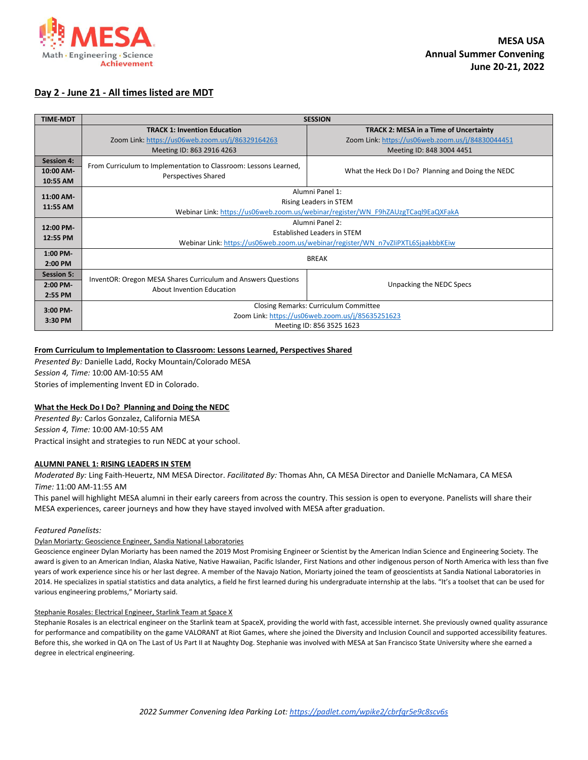**MESA USA**
**Annual Summer Convening**
**June 20-21, 2022**

## Day 2 - June 21 - All times listed are MDT

| TIME-MDT | SESSION | |
|---|---|---|
| | **TRACK 1: Invention Education** Zoom Link: https://us06web.zoom.us/j/86329164263 Meeting ID: 863 2916 4263 | **TRACK 2: MESA in a Time of Uncertainty** Zoom Link: https://us06web.zoom.us/j/84830044451 Meeting ID: 848 3004 4451 |
| **Session 4: 10:00 AM-10:55 AM** | From Curriculum to Implementation to Classroom: Lessons Learned, Perspectives Shared | What the Heck Do I Do? Planning and Doing the NEDC |
| **11:00 AM-11:55 AM** | Alumni Panel 1: Rising Leaders in STEM Webinar Link: https://us06web.zoom.us/webinar/register/WN_F9hZAUzgTCaql9EaQXFakA | |
| **12:00 PM-12:55 PM** | Alumni Panel 2: Established Leaders in STEM Webinar Link: https://us06web.zoom.us/webinar/register/WN_n7vZIiPXTL6SjaakbbKEiw | |
| **1:00 PM-2:00 PM** | BREAK | |
| **Session 5: 2:00 PM-2:55 PM** | InventOR: Oregon MESA Shares Curriculum and Answers Questions About Invention Education | Unpacking the NEDC Specs |
| **3:00 PM-3:30 PM** | Closing Remarks: Curriculum Committee Zoom Link: https://us06web.zoom.us/j/85635251623 Meeting ID: 856 3525 1623 | |

### From Curriculum to Implementation to Classroom: Lessons Learned, Perspectives Shared

*Presented By:* Danielle Ladd, Rocky Mountain/Colorado MESA
*Session 4, Time:* 10:00 AM-10:55 AM
Stories of implementing Invent ED in Colorado.

### What the Heck Do I Do? Planning and Doing the NEDC

*Presented By:* Carlos Gonzalez, California MESA
*Session 4, Time:* 10:00 AM-10:55 AM
Practical insight and strategies to run NEDC at your school.

### ALUMNI PANEL 1: RISING LEADERS IN STEM

*Moderated By:* Ling Faith-Heuertz, NM MESA Director. *Facilitated By:* Thomas Ahn, CA MESA Director and Danielle McNamara, CA MESA
*Time:* 11:00 AM-11:55 AM
This panel will highlight MESA alumni in their early careers from across the country. This session is open to everyone. Panelists will share their MESA experiences, career journeys and how they have stayed involved with MESA after graduation.

*Featured Panelists:*

Dylan Moriarty: Geoscience Engineer, Sandia National Laboratories

Geoscience engineer Dylan Moriarty has been named the 2019 Most Promising Engineer or Scientist by the American Indian Science and Engineering Society. The award is given to an American Indian, Alaska Native, Native Hawaiian, Pacific Islander, First Nations and other indigenous person of North America with less than five years of work experience since his or her last degree. A member of the Navajo Nation, Moriarty joined the team of geoscientists at Sandia National Laboratories in 2014. He specializes in spatial statistics and data analytics, a field he first learned during his undergraduate internship at the labs. "It's a toolset that can be used for various engineering problems," Moriarty said.

Stephanie Rosales: Electrical Engineer, Starlink Team at Space X

Stephanie Rosales is an electrical engineer on the Starlink team at SpaceX, providing the world with fast, accessible internet. She previously owned quality assurance for performance and compatibility on the game VALORANT at Riot Games, where she joined the Diversity and Inclusion Council and supported accessibility features. Before this, she worked in QA on The Last of Us Part II at Naughty Dog. Stephanie was involved with MESA at San Francisco State University where she earned a degree in electrical engineering.

*2022 Summer Convening Idea Parking Lot: https://padlet.com/wpike2/cbrfqr5e9c8scv6s*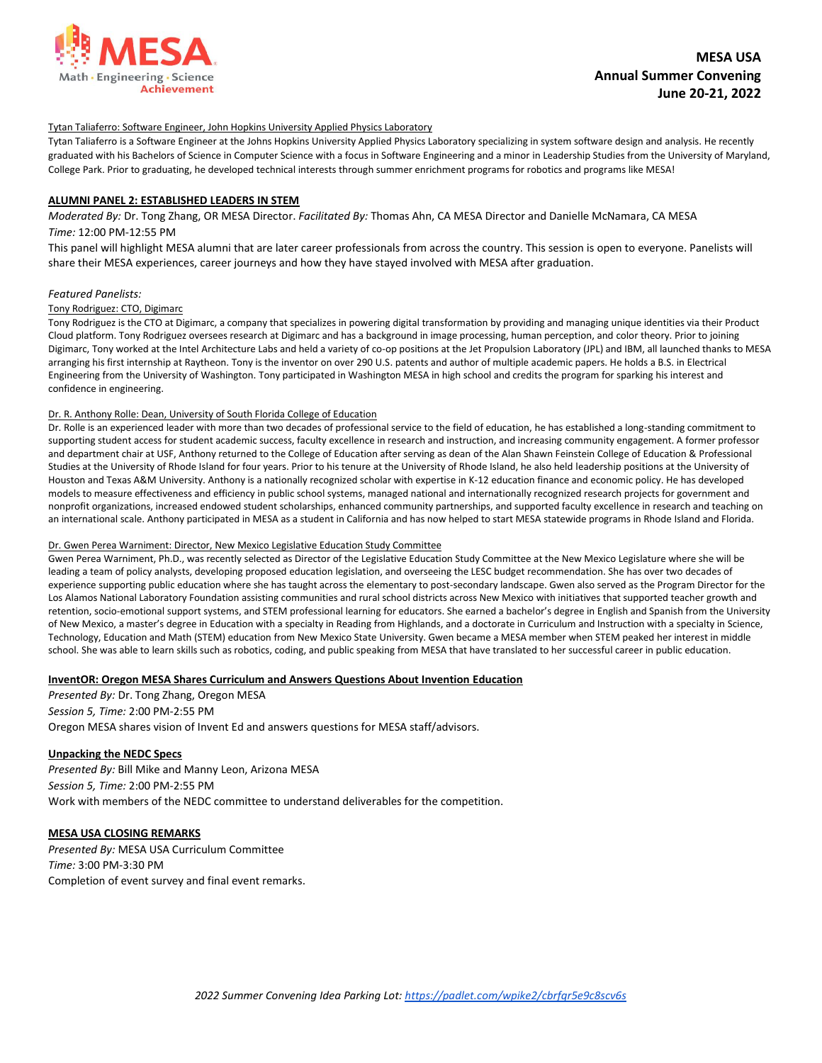Tytan Taliaferro: Software Engineer, John Hopkins University Applied Physics Laboratory

Tytan Taliaferro is a Software Engineer at the Johns Hopkins University Applied Physics Laboratory specializing in system software design and analysis. He recently graduated with his Bachelors of Science in Computer Science with a focus in Software Engineering and a minor in Leadership Studies from the University of Maryland, College Park. Prior to graduating, he developed technical interests through summer enrichment programs for robotics and programs like MESA!

## ALUMNI PANEL 2: ESTABLISHED LEADERS IN STEM

*Moderated By:* Dr. Tong Zhang, OR MESA Director. *Facilitated By:* Thomas Ahn, CA MESA Director and Danielle McNamara, CA MESA

*Time:* 12:00 PM-12:55 PM

This panel will highlight MESA alumni that are later career professionals from across the country. This session is open to everyone. Panelists will share their MESA experiences, career journeys and how they have stayed involved with MESA after graduation.

*Featured Panelists:*

Tony Rodriguez: CTO, Digimarc

Tony Rodriguez is the CTO at Digimarc, a company that specializes in powering digital transformation by providing and managing unique identities via their Product Cloud platform. Tony Rodriguez oversees research at Digimarc and has a background in image processing, human perception, and color theory. Prior to joining Digimarc, Tony worked at the Intel Architecture Labs and held a variety of co-op positions at the Jet Propulsion Laboratory (JPL) and IBM, all launched thanks to MESA arranging his first internship at Raytheon. Tony is the inventor on over 290 U.S. patents and author of multiple academic papers. He holds a B.S. in Electrical Engineering from the University of Washington. Tony participated in Washington MESA in high school and credits the program for sparking his interest and confidence in engineering.

Dr. R. Anthony Rolle: Dean, University of South Florida College of Education

Dr. Rolle is an experienced leader with more than two decades of professional service to the field of education, he has established a long-standing commitment to supporting student access for student academic success, faculty excellence in research and instruction, and increasing community engagement. A former professor and department chair at USF, Anthony returned to the College of Education after serving as dean of the Alan Shawn Feinstein College of Education & Professional Studies at the University of Rhode Island for four years. Prior to his tenure at the University of Rhode Island, he also held leadership positions at the University of Houston and Texas A&M University. Anthony is a nationally recognized scholar with expertise in K-12 education finance and economic policy. He has developed models to measure effectiveness and efficiency in public school systems, managed national and internationally recognized research projects for government and nonprofit organizations, increased endowed student scholarships, enhanced community partnerships, and supported faculty excellence in research and teaching on an international scale. Anthony participated in MESA as a student in California and has now helped to start MESA statewide programs in Rhode Island and Florida.

Dr. Gwen Perea Warniment: Director, New Mexico Legislative Education Study Committee

Gwen Perea Warniment, Ph.D., was recently selected as Director of the Legislative Education Study Committee at the New Mexico Legislature where she will be leading a team of policy analysts, developing proposed education legislation, and overseeing the LESC budget recommendation. She has over two decades of experience supporting public education where she has taught across the elementary to post-secondary landscape. Gwen also served as the Program Director for the Los Alamos National Laboratory Foundation assisting communities and rural school districts across New Mexico with initiatives that supported teacher growth and retention, socio-emotional support systems, and STEM professional learning for educators. She earned a bachelor's degree in English and Spanish from the University of New Mexico, a master's degree in Education with a specialty in Reading from Highlands, and a doctorate in Curriculum and Instruction with a specialty in Science, Technology, Education and Math (STEM) education from New Mexico State University. Gwen became a MESA member when STEM peaked her interest in middle school. She was able to learn skills such as robotics, coding, and public speaking from MESA that have translated to her successful career in public education.

## InventOR: Oregon MESA Shares Curriculum and Answers Questions About Invention Education

*Presented By:* Dr. Tong Zhang, Oregon MESA

*Session 5, Time:* 2:00 PM-2:55 PM

Oregon MESA shares vision of Invent Ed and answers questions for MESA staff/advisors.

## Unpacking the NEDC Specs

*Presented By:* Bill Mike and Manny Leon, Arizona MESA

*Session 5, Time:* 2:00 PM-2:55 PM

Work with members of the NEDC committee to understand deliverables for the competition.

## MESA USA CLOSING REMARKS

*Presented By:* MESA USA Curriculum Committee

*Time:* 3:00 PM-3:30 PM

Completion of event survey and final event remarks.